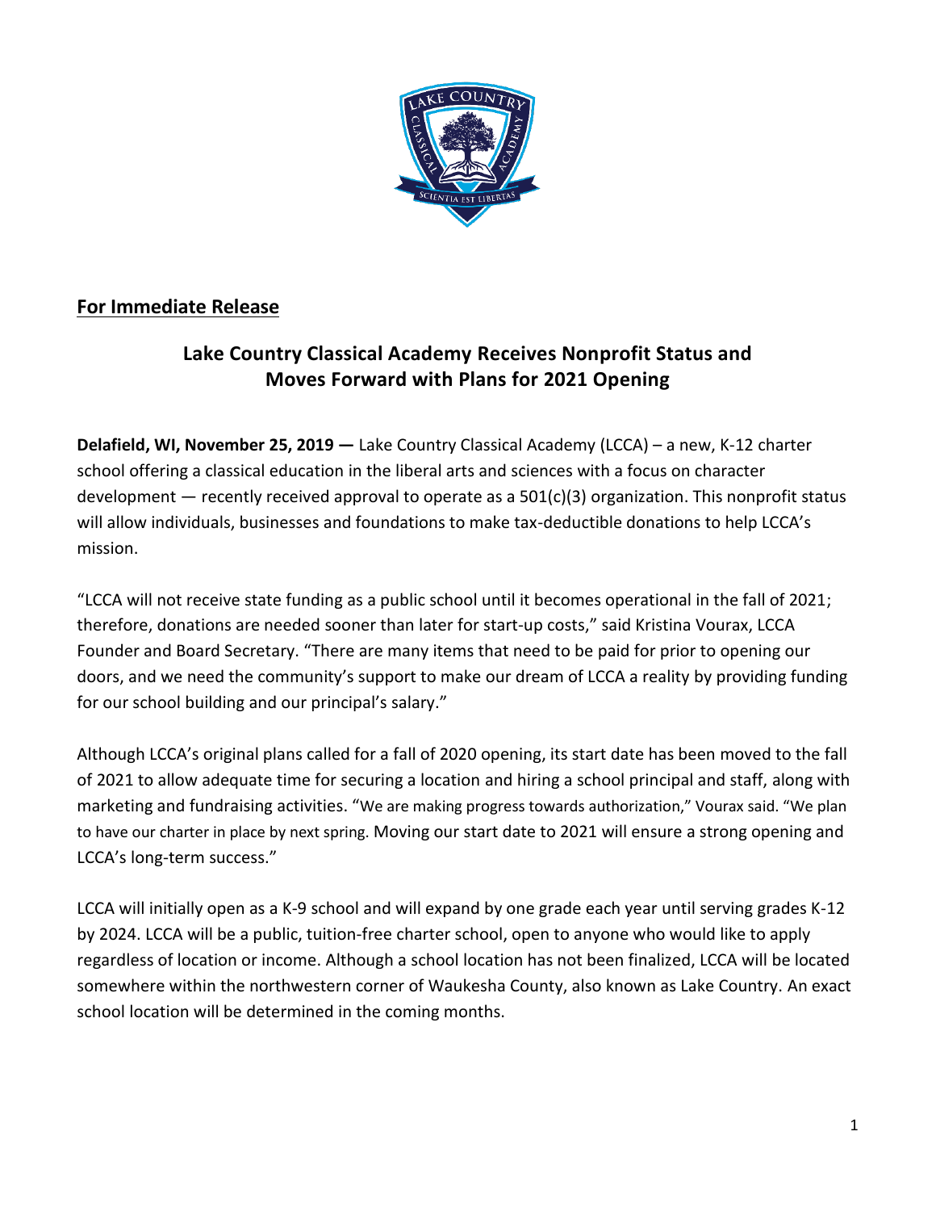**For Immediate Release**

## Lake Country Classical Academy Receives Nonprofit Status and Moves Forward with Plans for 2021 Opening

**Delafield, WI, November 25, 2019 —** Lake Country Classical Academy (LCCA) – a new, K-12 charter school offering a classical education in the liberal arts and sciences with a focus on character development — recently received approval to operate as a 501(c)(3) organization. This nonprofit status will allow individuals, businesses and foundations to make tax-deductible donations to help LCCA's mission.

"LCCA will not receive state funding as a public school until it becomes operational in the fall of 2021; therefore, donations are needed sooner than later for start-up costs," said Kristina Vourax, LCCA Founder and Board Secretary. "There are many items that need to be paid for prior to opening our doors, and we need the community's support to make our dream of LCCA a reality by providing funding for our school building and our principal's salary."

Although LCCA's original plans called for a fall of 2020 opening, its start date has been moved to the fall of 2021 to allow adequate time for securing a location and hiring a school principal and staff, along with marketing and fundraising activities. "We are making progress towards authorization," Vourax said. "We plan to have our charter in place by next spring. Moving our start date to 2021 will ensure a strong opening and LCCA's long-term success."

LCCA will initially open as a K-9 school and will expand by one grade each year until serving grades K-12 by 2024. LCCA will be a public, tuition-free charter school, open to anyone who would like to apply regardless of location or income. Although a school location has not been finalized, LCCA will be located somewhere within the northwestern corner of Waukesha County, also known as Lake Country. An exact school location will be determined in the coming months.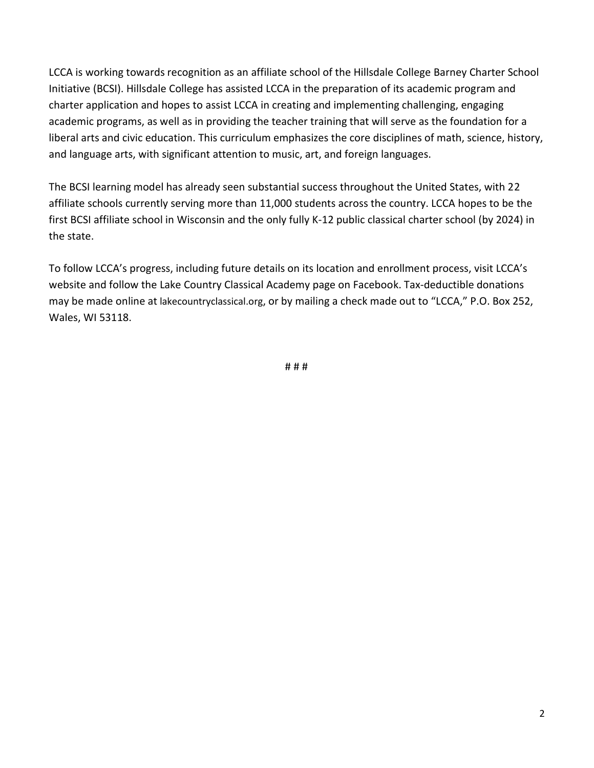LCCA is working towards recognition as an affiliate school of the Hillsdale College Barney Charter School Initiative (BCSI). Hillsdale College has assisted LCCA in the preparation of its academic program and charter application and hopes to assist LCCA in creating and implementing challenging, engaging academic programs, as well as in providing the teacher training that will serve as the foundation for a liberal arts and civic education. This curriculum emphasizes the core disciplines of math, science, history, and language arts, with significant attention to music, art, and foreign languages.

The BCSI learning model has already seen substantial success throughout the United States, with 22 affiliate schools currently serving more than 11,000 students across the country. LCCA hopes to be the first BCSI affiliate school in Wisconsin and the only fully K-12 public classical charter school (by 2024) in the state.

To follow LCCA's progress, including future details on its location and enrollment process, visit LCCA's website and follow the Lake Country Classical Academy page on Facebook. Tax-deductible donations may be made online at lakecountryclassical.org, or by mailing a check made out to "LCCA," P.O. Box 252, Wales, WI 53118.

# # #